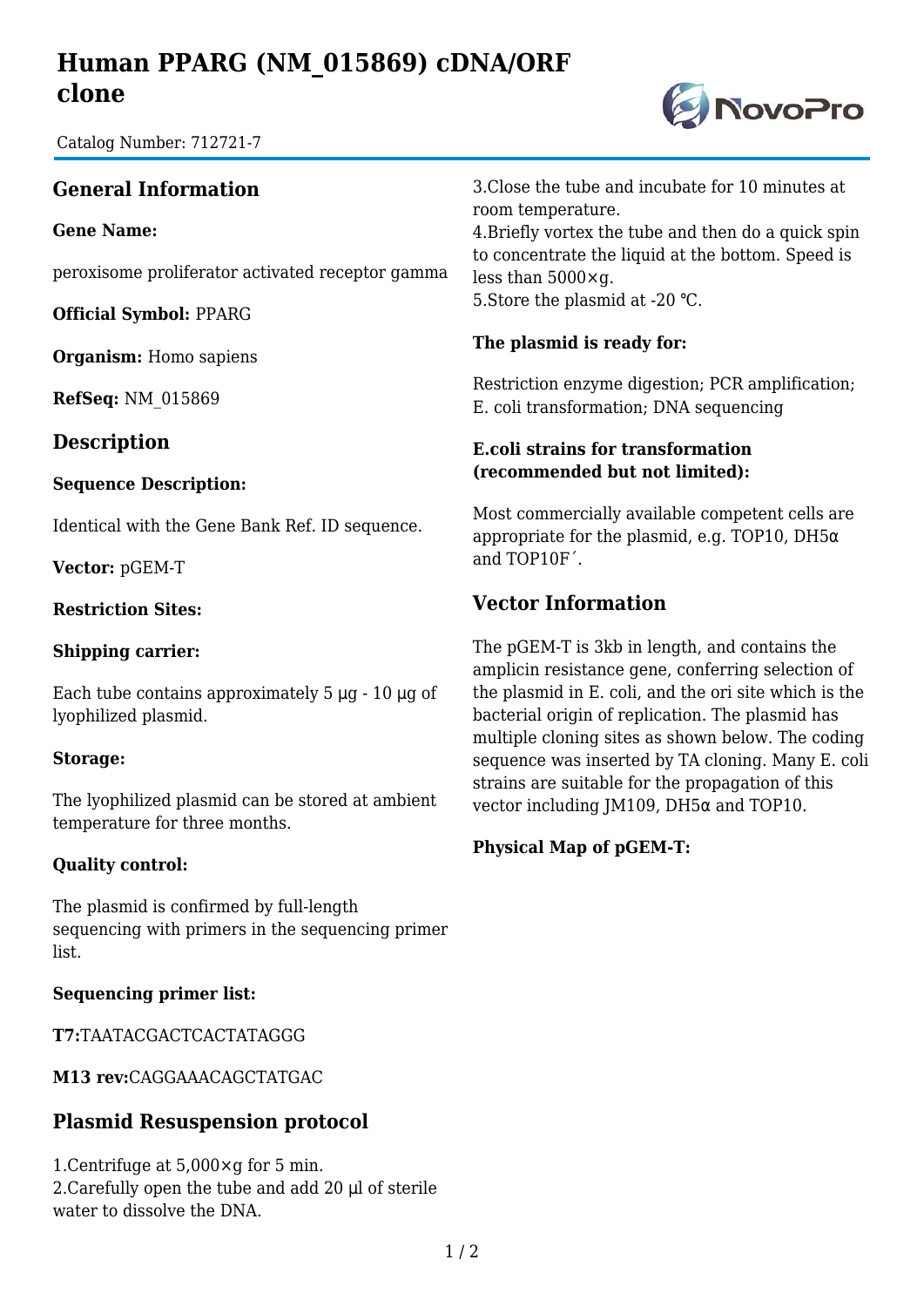# Human PPARG (NM_015869) cDNA/ORF clone

Catalog Number: 712721-7

## General Information

**Gene Name:**

peroxisome proliferator activated receptor gamma

**Official Symbol:** PPARG

**Organism:** Homo sapiens

**RefSeq:** NM_015869

## Description

**Sequence Description:**

Identical with the Gene Bank Ref. ID sequence.

**Vector:** pGEM-T

**Restriction Sites:**

**Shipping carrier:**

Each tube contains approximately 5 μg - 10 μg of lyophilized plasmid.

**Storage:**

The lyophilized plasmid can be stored at ambient temperature for three months.

**Quality control:**

The plasmid is confirmed by full-length sequencing with primers in the sequencing primer list.

**Sequencing primer list:**

**T7:**TAATACGACTCACTATAGGG

**M13 rev:**CAGGAAACAGCTATGAC

## Plasmid Resuspension protocol

1.Centrifuge at 5,000×g for 5 min.
2.Carefully open the tube and add 20 μl of sterile water to dissolve the DNA.
3.Close the tube and incubate for 10 minutes at room temperature.
4.Briefly vortex the tube and then do a quick spin to concentrate the liquid at the bottom. Speed is less than 5000×g.
5.Store the plasmid at -20 ℃.

**The plasmid is ready for:**

Restriction enzyme digestion; PCR amplification; E. coli transformation; DNA sequencing

**E.coli strains for transformation (recommended but not limited):**

Most commercially available competent cells are appropriate for the plasmid, e.g. TOP10, DH5α and TOP10F´.

## Vector Information

The pGEM-T is 3kb in length, and contains the amplicin resistance gene, conferring selection of the plasmid in E. coli, and the ori site which is the bacterial origin of replication. The plasmid has multiple cloning sites as shown below. The coding sequence was inserted by TA cloning. Many E. coli strains are suitable for the propagation of this vector including JM109, DH5α and TOP10.

**Physical Map of pGEM-T:**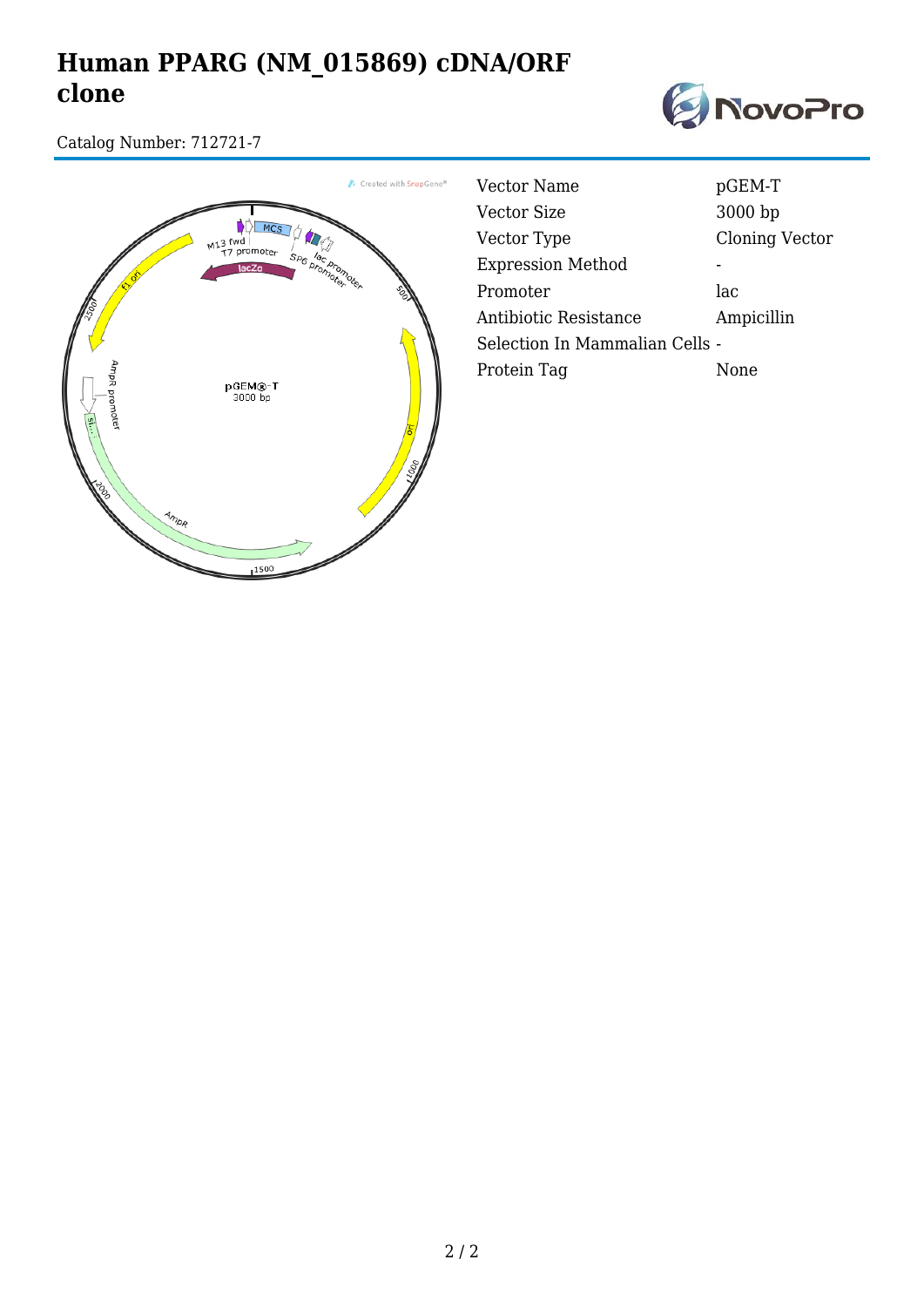# Human PPARG (NM_015869) cDNA/ORF clone

Catalog Number: 712721-7

Created with SnapGene®

pGEM®-T
3000 bp

MCS
M13 fwd
T7 promoter
SP6 promoter
lac promoter
lacZα
f1 ori
ori
AmpR promoter
AmpR
Si...
500
1000
1500
2000
2500

| | |
|---|---|
| Vector Name | pGEM-T |
| Vector Size | 3000 bp |
| Vector Type | Cloning Vector |
| Expression Method | - |
| Promoter | lac |
| Antibiotic Resistance | Ampicillin |
| Selection In Mammalian Cells | - |
| Protein Tag | None |